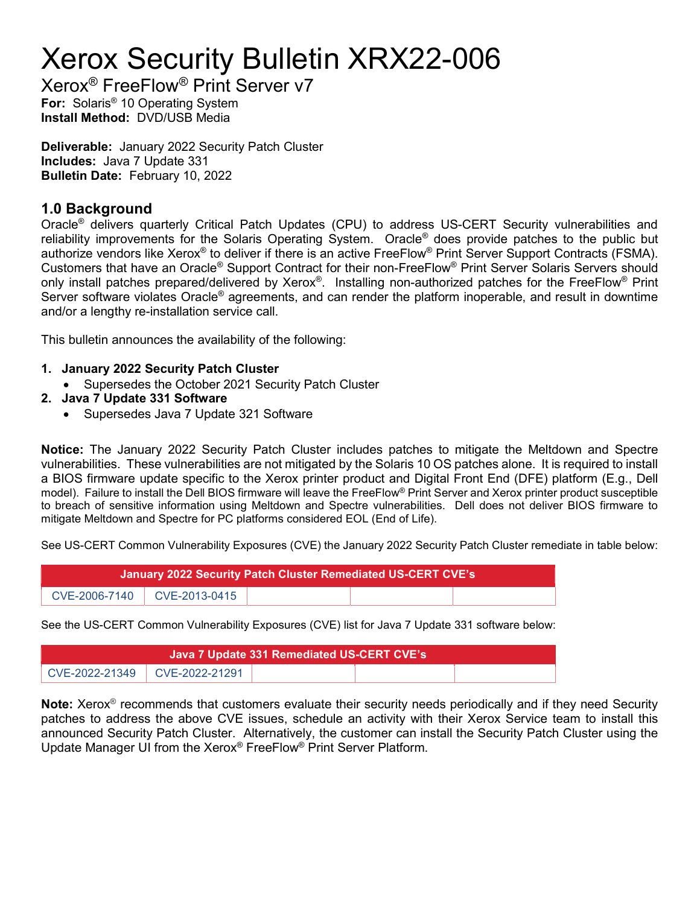# Xerox Security Bulletin XRX22-006

Xerox® FreeFlow® Print Server v7

**For:** Solaris® 10 Operating System
**Install Method:** DVD/USB Media

**Deliverable:** January 2022 Security Patch Cluster
**Includes:** Java 7 Update 331
**Bulletin Date:** February 10, 2022

## 1.0 Background

Oracle® delivers quarterly Critical Patch Updates (CPU) to address US-CERT Security vulnerabilities and reliability improvements for the Solaris Operating System. Oracle® does provide patches to the public but authorize vendors like Xerox® to deliver if there is an active FreeFlow® Print Server Support Contracts (FSMA). Customers that have an Oracle® Support Contract for their non-FreeFlow® Print Server Solaris Servers should only install patches prepared/delivered by Xerox®. Installing non-authorized patches for the FreeFlow® Print Server software violates Oracle® agreements, and can render the platform inoperable, and result in downtime and/or a lengthy re-installation service call.

This bulletin announces the availability of the following:

1. **January 2022 Security Patch Cluster**
   - Supersedes the October 2021 Security Patch Cluster
2. **Java 7 Update 331 Software**
   - Supersedes Java 7 Update 321 Software

**Notice:** The January 2022 Security Patch Cluster includes patches to mitigate the Meltdown and Spectre vulnerabilities. These vulnerabilities are not mitigated by the Solaris 10 OS patches alone. It is required to install a BIOS firmware update specific to the Xerox printer product and Digital Front End (DFE) platform (E.g., Dell model). Failure to install the Dell BIOS firmware will leave the FreeFlow® Print Server and Xerox printer product susceptible to breach of sensitive information using Meltdown and Spectre vulnerabilities. Dell does not deliver BIOS firmware to mitigate Meltdown and Spectre for PC platforms considered EOL (End of Life).

See US-CERT Common Vulnerability Exposures (CVE) the January 2022 Security Patch Cluster remediate in table below:

| January 2022 Security Patch Cluster Remediated US-CERT CVE's | | | | |
|---|---|---|---|---|
| CVE-2006-7140 | CVE-2013-0415 | | | |

See the US-CERT Common Vulnerability Exposures (CVE) list for Java 7 Update 331 software below:

| Java 7 Update 331 Remediated US-CERT CVE's | | | | |
|---|---|---|---|---|
| CVE-2022-21349 | CVE-2022-21291 | | | |

**Note:** Xerox® recommends that customers evaluate their security needs periodically and if they need Security patches to address the above CVE issues, schedule an activity with their Xerox Service team to install this announced Security Patch Cluster. Alternatively, the customer can install the Security Patch Cluster using the Update Manager UI from the Xerox® FreeFlow® Print Server Platform.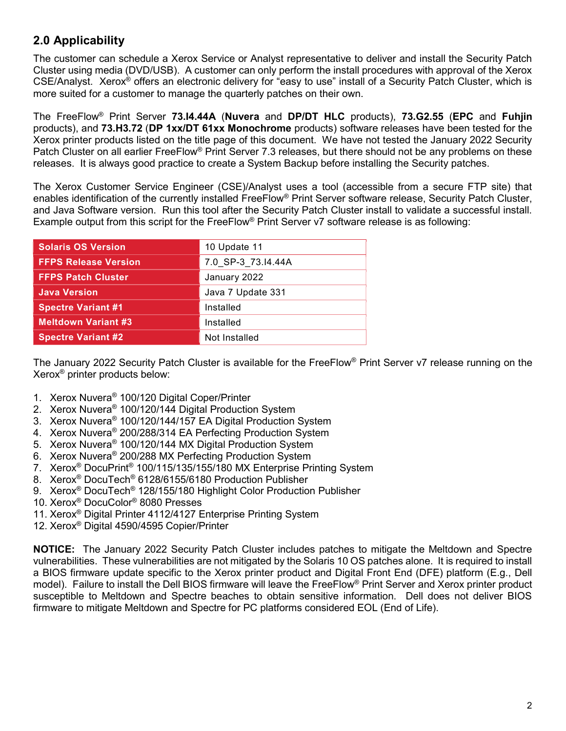## 2.0 Applicability

The customer can schedule a Xerox Service or Analyst representative to deliver and install the Security Patch Cluster using media (DVD/USB). A customer can only perform the install procedures with approval of the Xerox CSE/Analyst. Xerox® offers an electronic delivery for "easy to use" install of a Security Patch Cluster, which is more suited for a customer to manage the quarterly patches on their own.

The FreeFlow® Print Server **73.I4.44A** (**Nuvera** and **DP/DT HLC** products), **73.G2.55** (**EPC** and **Fuhjin** products), and **73.H3.72** (**DP 1xx/DT 61xx Monochrome** products) software releases have been tested for the Xerox printer products listed on the title page of this document. We have not tested the January 2022 Security Patch Cluster on all earlier FreeFlow® Print Server 7.3 releases, but there should not be any problems on these releases. It is always good practice to create a System Backup before installing the Security patches.

The Xerox Customer Service Engineer (CSE)/Analyst uses a tool (accessible from a secure FTP site) that enables identification of the currently installed FreeFlow® Print Server software release, Security Patch Cluster, and Java Software version. Run this tool after the Security Patch Cluster install to validate a successful install. Example output from this script for the FreeFlow® Print Server v7 software release is as following:

| | |
|---|---|
| **Solaris OS Version** | 10 Update 11 |
| **FFPS Release Version** | 7.0_SP-3_73.I4.44A |
| **FFPS Patch Cluster** | January 2022 |
| **Java Version** | Java 7 Update 331 |
| **Spectre Variant #1** | Installed |
| **Meltdown Variant #3** | Installed |
| **Spectre Variant #2** | Not Installed |

The January 2022 Security Patch Cluster is available for the FreeFlow® Print Server v7 release running on the Xerox® printer products below:

1. Xerox Nuvera® 100/120 Digital Coper/Printer
2. Xerox Nuvera® 100/120/144 Digital Production System
3. Xerox Nuvera® 100/120/144/157 EA Digital Production System
4. Xerox Nuvera® 200/288/314 EA Perfecting Production System
5. Xerox Nuvera® 100/120/144 MX Digital Production System
6. Xerox Nuvera® 200/288 MX Perfecting Production System
7. Xerox® DocuPrint® 100/115/135/155/180 MX Enterprise Printing System
8. Xerox® DocuTech® 6128/6155/6180 Production Publisher
9. Xerox® DocuTech® 128/155/180 Highlight Color Production Publisher
10. Xerox® DocuColor® 8080 Presses
11. Xerox® Digital Printer 4112/4127 Enterprise Printing System
12. Xerox® Digital 4590/4595 Copier/Printer

**NOTICE:** The January 2022 Security Patch Cluster includes patches to mitigate the Meltdown and Spectre vulnerabilities. These vulnerabilities are not mitigated by the Solaris 10 OS patches alone. It is required to install a BIOS firmware update specific to the Xerox printer product and Digital Front End (DFE) platform (E.g., Dell model). Failure to install the Dell BIOS firmware will leave the FreeFlow® Print Server and Xerox printer product susceptible to Meltdown and Spectre beaches to obtain sensitive information. Dell does not deliver BIOS firmware to mitigate Meltdown and Spectre for PC platforms considered EOL (End of Life).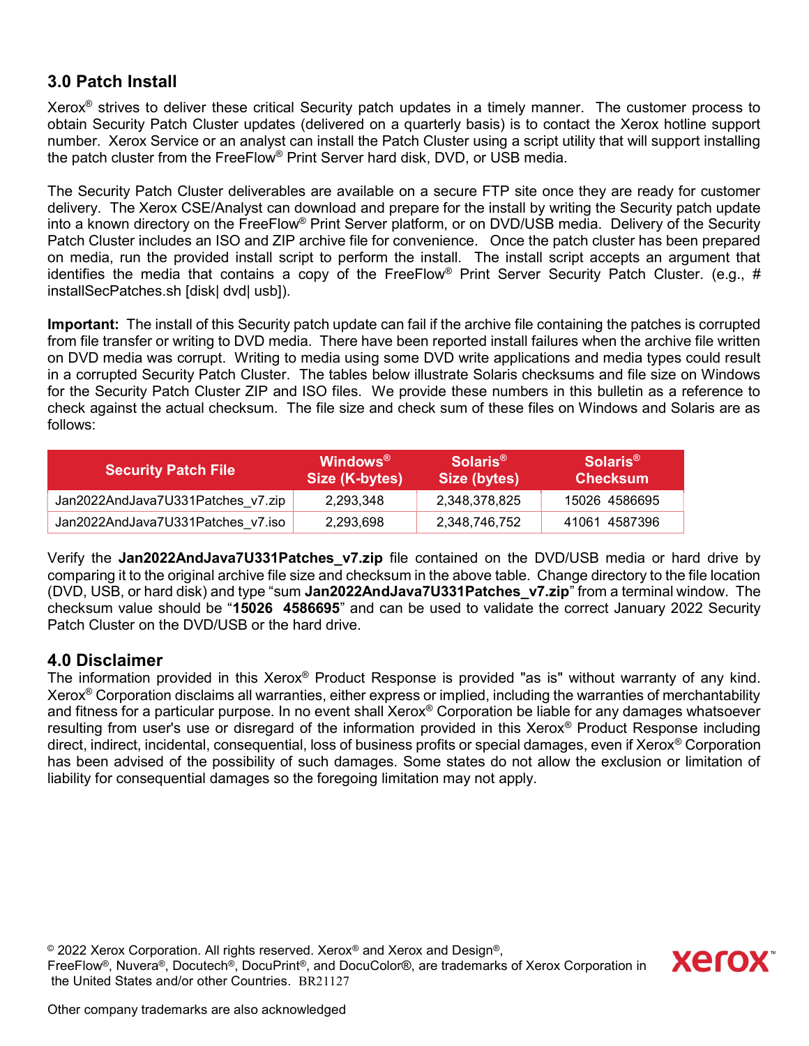## 3.0 Patch Install

Xerox® strives to deliver these critical Security patch updates in a timely manner. The customer process to obtain Security Patch Cluster updates (delivered on a quarterly basis) is to contact the Xerox hotline support number. Xerox Service or an analyst can install the Patch Cluster using a script utility that will support installing the patch cluster from the FreeFlow® Print Server hard disk, DVD, or USB media.

The Security Patch Cluster deliverables are available on a secure FTP site once they are ready for customer delivery. The Xerox CSE/Analyst can download and prepare for the install by writing the Security patch update into a known directory on the FreeFlow® Print Server platform, or on DVD/USB media. Delivery of the Security Patch Cluster includes an ISO and ZIP archive file for convenience. Once the patch cluster has been prepared on media, run the provided install script to perform the install. The install script accepts an argument that identifies the media that contains a copy of the FreeFlow® Print Server Security Patch Cluster. (e.g., # installSecPatches.sh [disk| dvd| usb]).

**Important:** The install of this Security patch update can fail if the archive file containing the patches is corrupted from file transfer or writing to DVD media. There have been reported install failures when the archive file written on DVD media was corrupt. Writing to media using some DVD write applications and media types could result in a corrupted Security Patch Cluster. The tables below illustrate Solaris checksums and file size on Windows for the Security Patch Cluster ZIP and ISO files. We provide these numbers in this bulletin as a reference to check against the actual checksum. The file size and check sum of these files on Windows and Solaris are as follows:

| Security Patch File | Windows® Size (K-bytes) | Solaris® Size (bytes) | Solaris® Checksum |
|---|---|---|---|
| Jan2022AndJava7U331Patches_v7.zip | 2,293,348 | 2,348,378,825 | 15026 4586695 |
| Jan2022AndJava7U331Patches_v7.iso | 2,293,698 | 2,348,746,752 | 41061 4587396 |

Verify the **Jan2022AndJava7U331Patches_v7.zip** file contained on the DVD/USB media or hard drive by comparing it to the original archive file size and checksum in the above table. Change directory to the file location (DVD, USB, or hard disk) and type "sum **Jan2022AndJava7U331Patches_v7.zip**" from a terminal window. The checksum value should be "**15026 4586695**" and can be used to validate the correct January 2022 Security Patch Cluster on the DVD/USB or the hard drive.

## 4.0 Disclaimer

The information provided in this Xerox® Product Response is provided "as is" without warranty of any kind. Xerox® Corporation disclaims all warranties, either express or implied, including the warranties of merchantability and fitness for a particular purpose. In no event shall Xerox® Corporation be liable for any damages whatsoever resulting from user's use or disregard of the information provided in this Xerox® Product Response including direct, indirect, incidental, consequential, loss of business profits or special damages, even if Xerox® Corporation has been advised of the possibility of such damages. Some states do not allow the exclusion or limitation of liability for consequential damages so the foregoing limitation may not apply.

© 2022 Xerox Corporation. All rights reserved. Xerox® and Xerox and Design®, FreeFlow®, Nuvera®, Docutech®, DocuPrint®, and DocuColor®, are trademarks of Xerox Corporation in the United States and/or other Countries. BR21127

Other company trademarks are also acknowledged